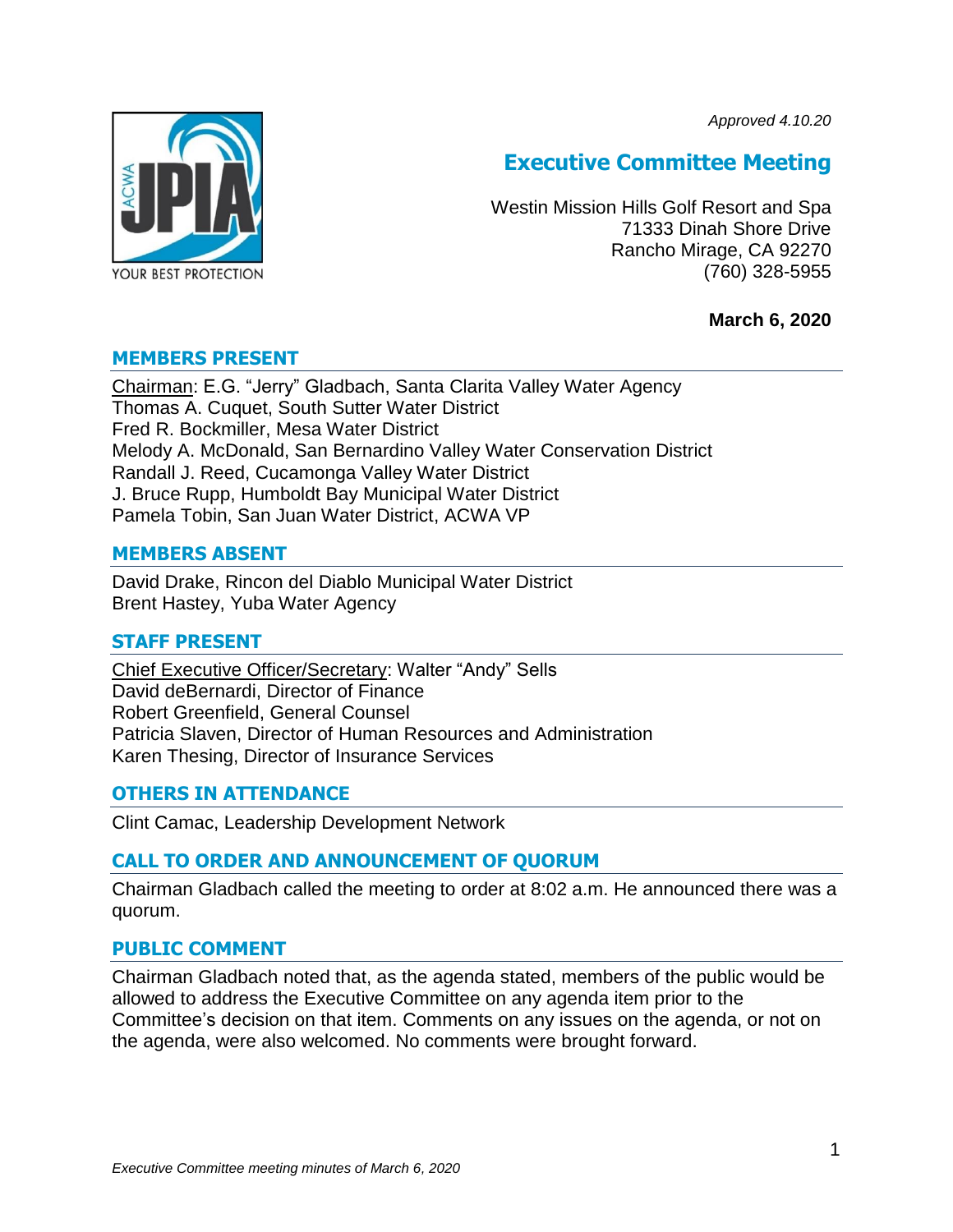*Approved 4.10.20*

# Executive Committee Meeting

Westin Mission Hills Golf Resort and Spa
71333 Dinah Shore Drive
Rancho Mirage, CA 92270
(760) 328-5955

**March 6, 2020**

## MEMBERS PRESENT

Chairman: E.G. "Jerry" Gladbach, Santa Clarita Valley Water Agency
Thomas A. Cuquet, South Sutter Water District
Fred R. Bockmiller, Mesa Water District
Melody A. McDonald, San Bernardino Valley Water Conservation District
Randall J. Reed, Cucamonga Valley Water District
J. Bruce Rupp, Humboldt Bay Municipal Water District
Pamela Tobin, San Juan Water District, ACWA VP

## MEMBERS ABSENT

David Drake, Rincon del Diablo Municipal Water District
Brent Hastey, Yuba Water Agency

## STAFF PRESENT

Chief Executive Officer/Secretary: Walter "Andy" Sells
David deBernardi, Director of Finance
Robert Greenfield, General Counsel
Patricia Slaven, Director of Human Resources and Administration
Karen Thesing, Director of Insurance Services

## OTHERS IN ATTENDANCE

Clint Camac, Leadership Development Network

## CALL TO ORDER AND ANNOUNCEMENT OF QUORUM

Chairman Gladbach called the meeting to order at 8:02 a.m. He announced there was a quorum.

## PUBLIC COMMENT

Chairman Gladbach noted that, as the agenda stated, members of the public would be allowed to address the Executive Committee on any agenda item prior to the Committee's decision on that item. Comments on any issues on the agenda, or not on the agenda, were also welcomed. No comments were brought forward.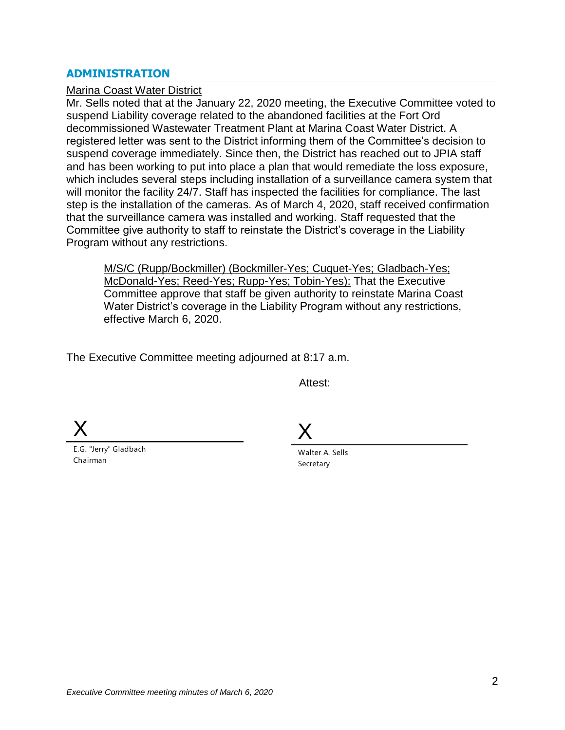## ADMINISTRATION

Marina Coast Water District

Mr. Sells noted that at the January 22, 2020 meeting, the Executive Committee voted to suspend Liability coverage related to the abandoned facilities at the Fort Ord decommissioned Wastewater Treatment Plant at Marina Coast Water District. A registered letter was sent to the District informing them of the Committee's decision to suspend coverage immediately. Since then, the District has reached out to JPIA staff and has been working to put into place a plan that would remediate the loss exposure, which includes several steps including installation of a surveillance camera system that will monitor the facility 24/7. Staff has inspected the facilities for compliance. The last step is the installation of the cameras. As of March 4, 2020, staff received confirmation that the surveillance camera was installed and working. Staff requested that the Committee give authority to staff to reinstate the District's coverage in the Liability Program without any restrictions.

> M/S/C (Rupp/Bockmiller) (Bockmiller-Yes; Cuquet-Yes; Gladbach-Yes; McDonald-Yes; Reed-Yes; Rupp-Yes; Tobin-Yes): That the Executive Committee approve that staff be given authority to reinstate Marina Coast Water District's coverage in the Liability Program without any restrictions, effective March 6, 2020.

The Executive Committee meeting adjourned at 8:17 a.m.

Attest:

X
E.G. "Jerry" Gladbach
Chairman

X
Walter A. Sells
Secretary